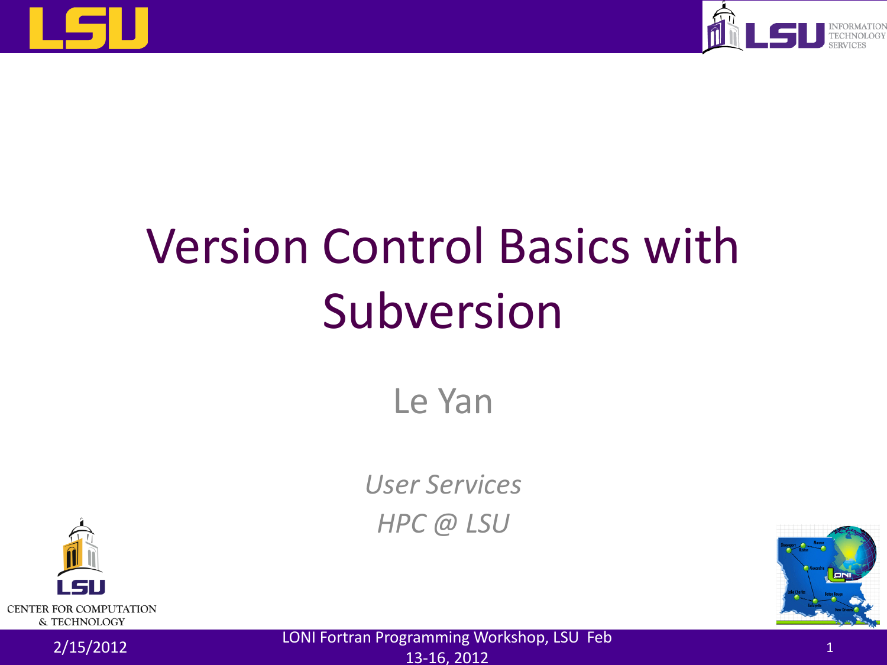# Version Control Basics with Subversion

Le Yan

*User Services*
*HPC @ LSU*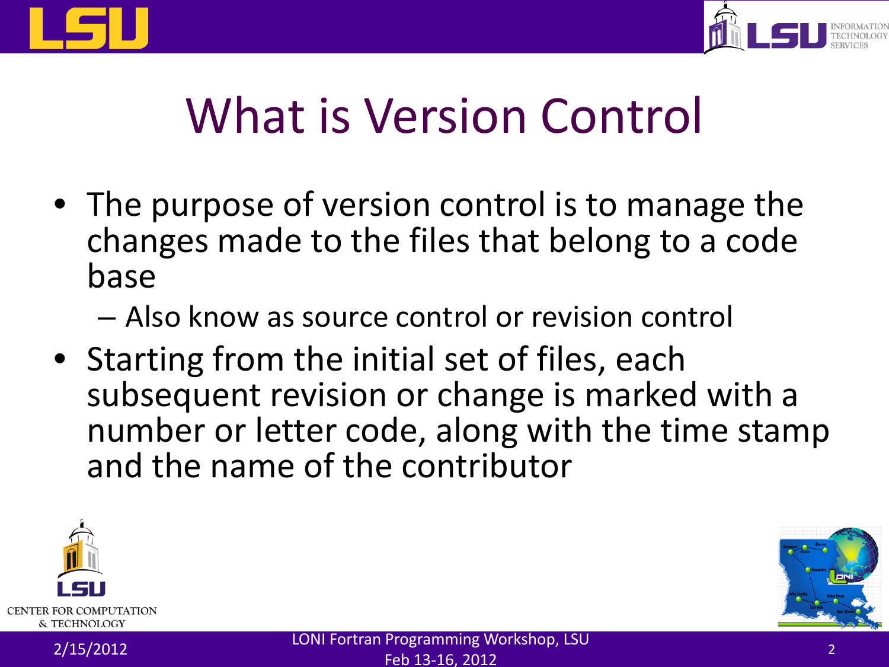# What is Version Control

- The purpose of version control is to manage the changes made to the files that belong to a code base
  - Also know as source control or revision control
- Starting from the initial set of files, each subsequent revision or change is marked with a number or letter code, along with the time stamp and the name of the contributor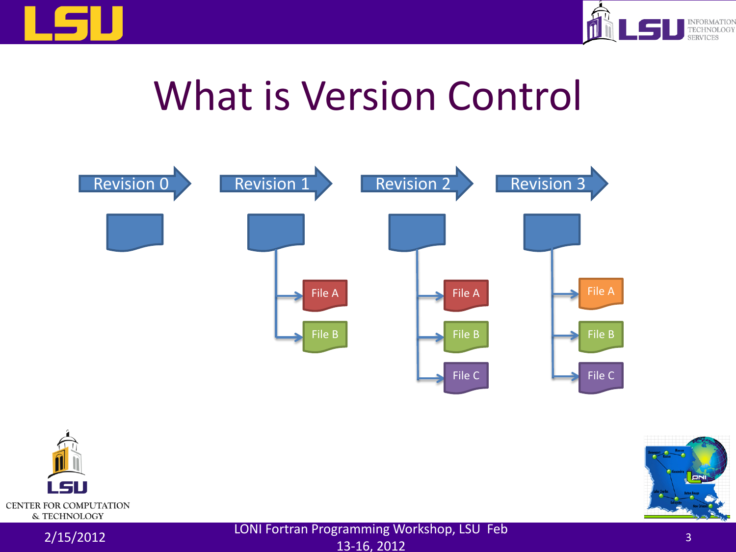# What is Version Control

Revision 0 | Revision 1 | Revision 2 | Revision 3

- Revision 0: (empty)
- Revision 1: File A, File B
- Revision 2: File A, File B, File C
- Revision 3: File A, File B, File C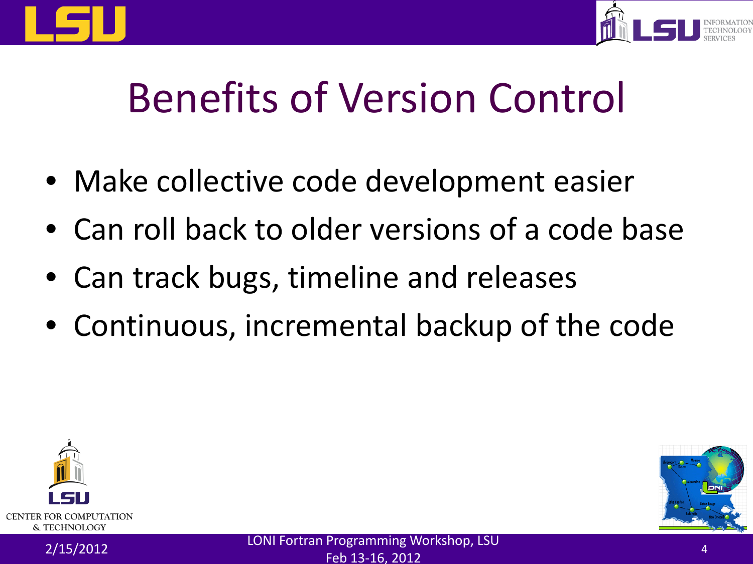# Benefits of Version Control

- Make collective code development easier
- Can roll back to older versions of a code base
- Can track bugs, timeline and releases
- Continuous, incremental backup of the code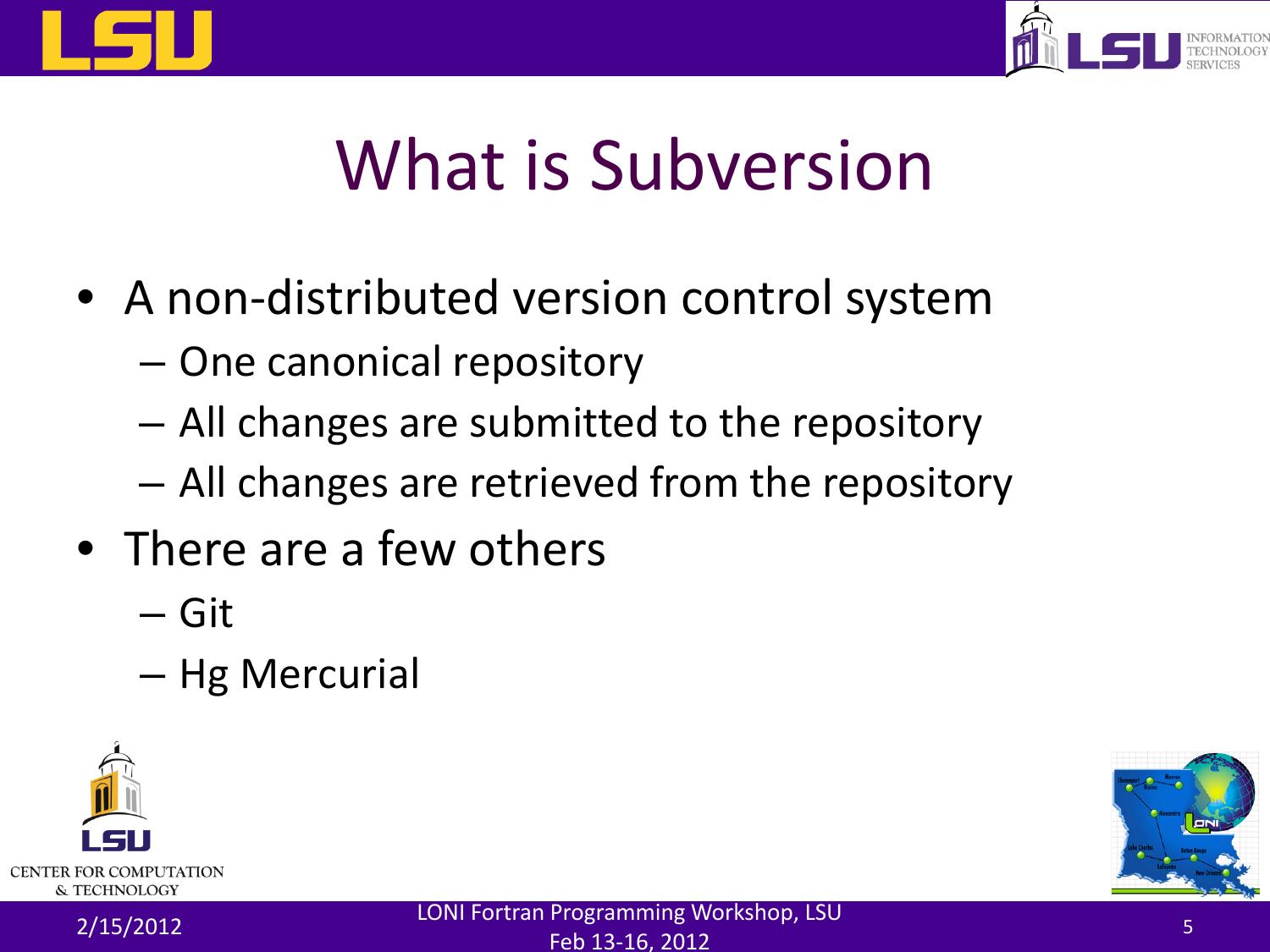# What is Subversion

- A non-distributed version control system
  - One canonical repository
  - All changes are submitted to the repository
  - All changes are retrieved from the repository
- There are a few others
  - Git
  - Hg Mercurial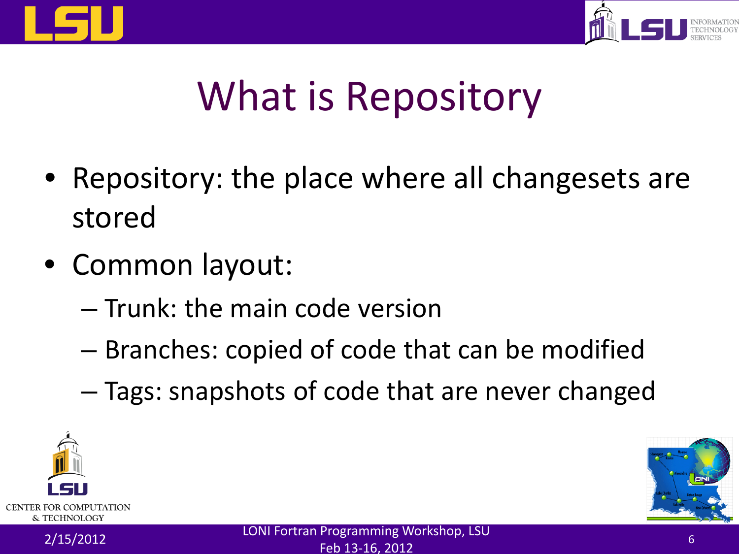# What is Repository

- Repository: the place where all changesets are stored
- Common layout:
  - Trunk: the main code version
  - Branches: copied of code that can be modified
  - Tags: snapshots of code that are never changed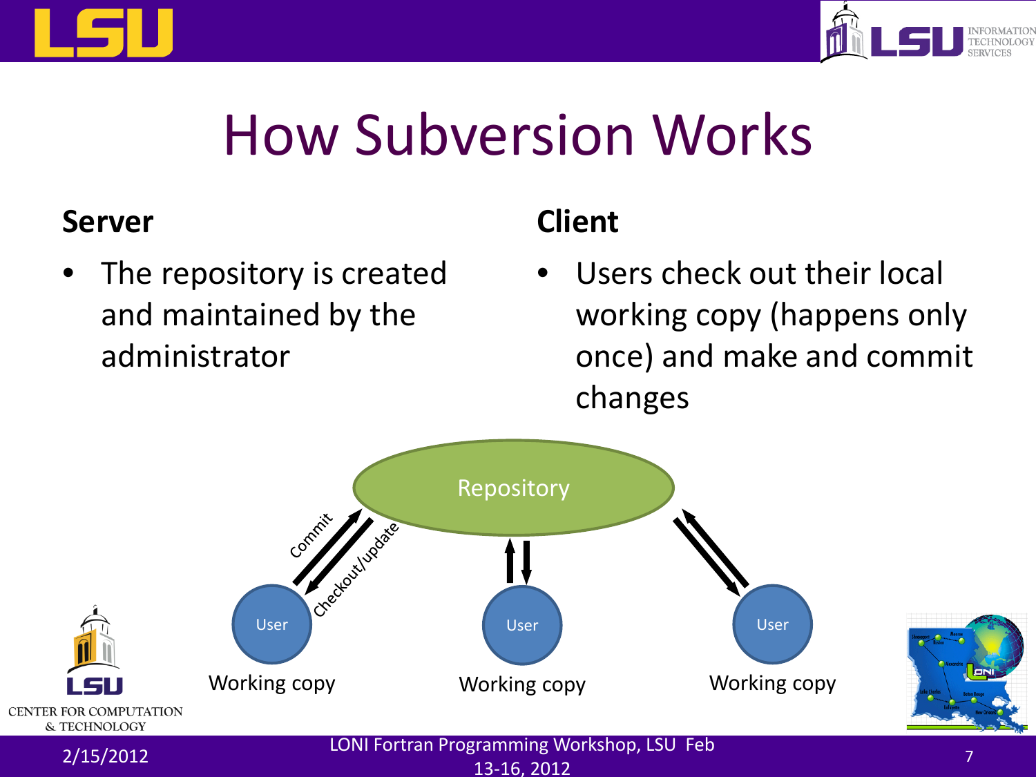# How Subversion Works

**Server**

- The repository is created and maintained by the administrator

**Client**

- Users check out their local working copy (happens only once) and make and commit changes

Repository

Commit

Checkout/update

User

Working copy

User

Working copy

User

Working copy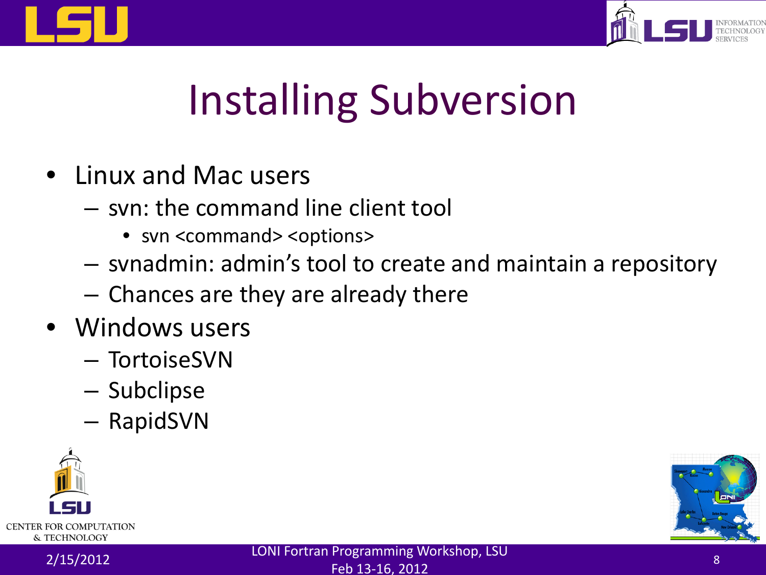# Installing Subversion

- Linux and Mac users
  - svn: the command line client tool
    - svn <command> <options>
  - svnadmin: admin's tool to create and maintain a repository
  - Chances are they are already there
- Windows users
  - TortoiseSVN
  - Subclipse
  - RapidSVN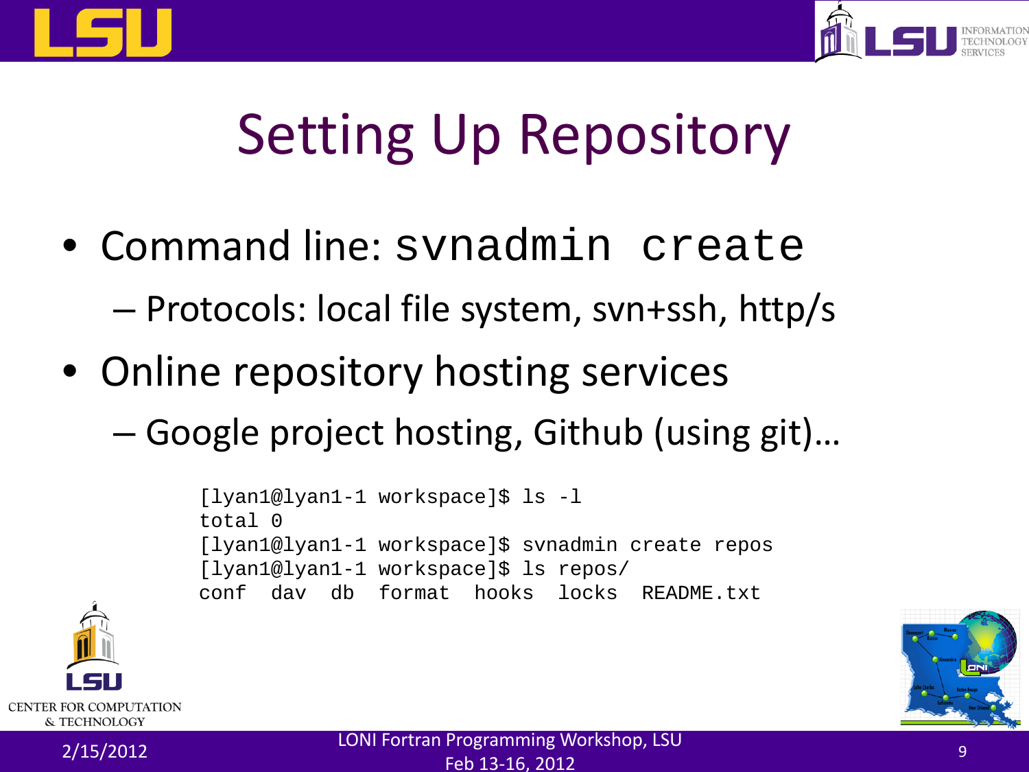# Setting Up Repository

- Command line: `svnadmin create`
  - Protocols: local file system, svn+ssh, http/s
- Online repository hosting services
  - Google project hosting, Github (using git)…

```
[lyan1@lyan1-1 workspace]$ ls -l
total 0
[lyan1@lyan1-1 workspace]$ svnadmin create repos
[lyan1@lyan1-1 workspace]$ ls repos/
conf  dav  db  format  hooks  locks  README.txt
```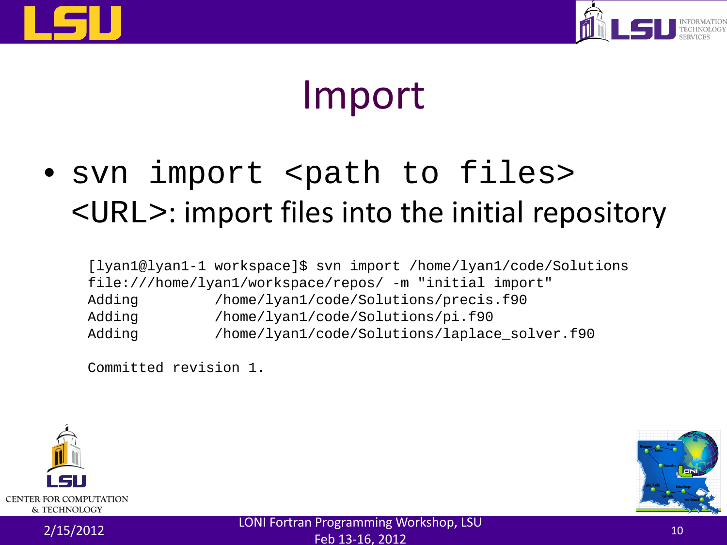# Import

- `svn import <path to files> <URL>`: import files into the initial repository

```
[lyan1@lyan1-1 workspace]$ svn import /home/lyan1/code/Solutions
file:///home/lyan1/workspace/repos/ -m "initial import"
Adding         /home/lyan1/code/Solutions/precis.f90
Adding         /home/lyan1/code/Solutions/pi.f90
Adding         /home/lyan1/code/Solutions/laplace_solver.f90

Committed revision 1.
```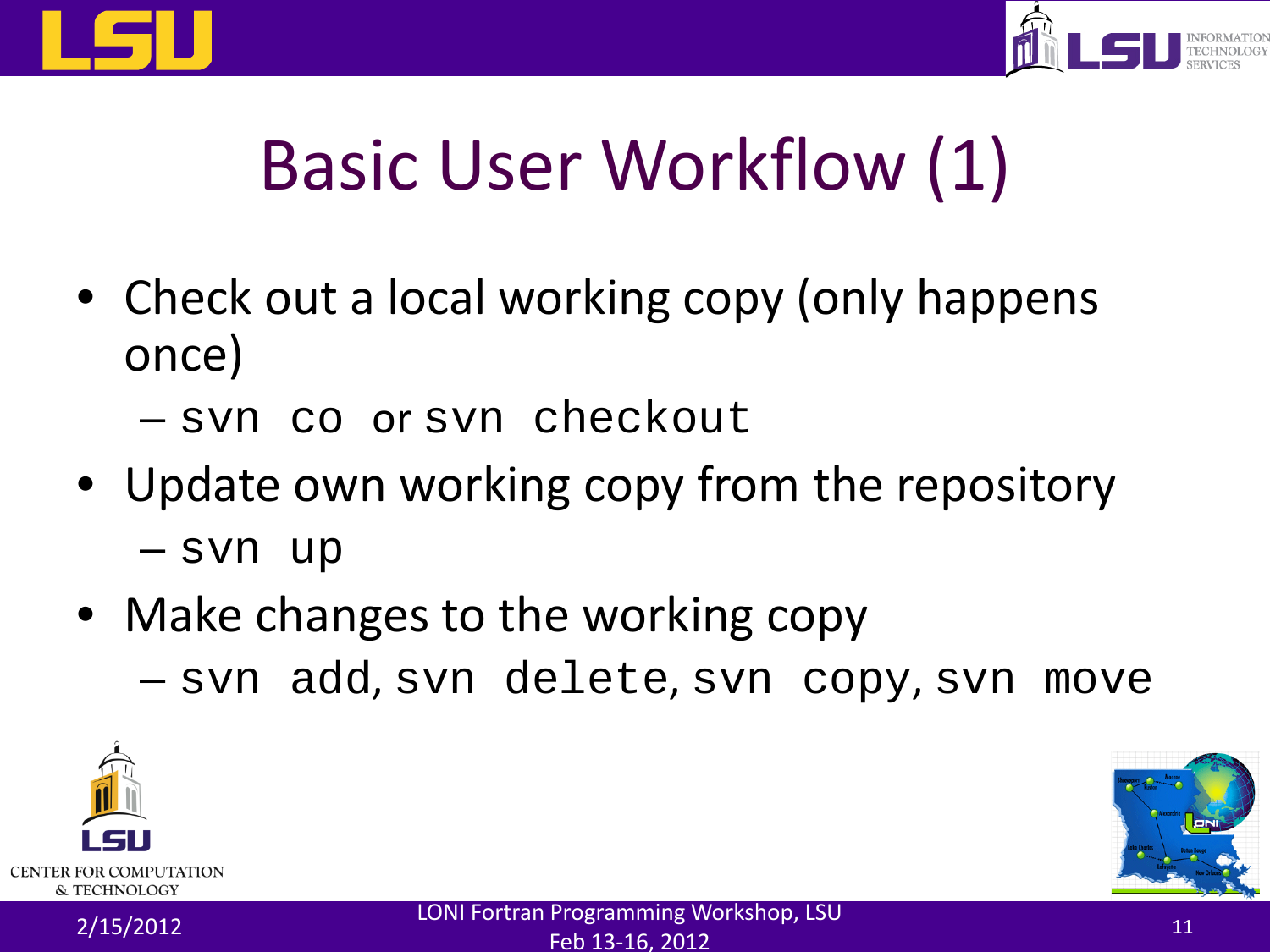# Basic User Workflow (1)

- Check out a local working copy (only happens once)
  - `svn co` or `svn checkout`
- Update own working copy from the repository
  - `svn up`
- Make changes to the working copy
  - `svn add`, `svn delete`, `svn copy`, `svn move`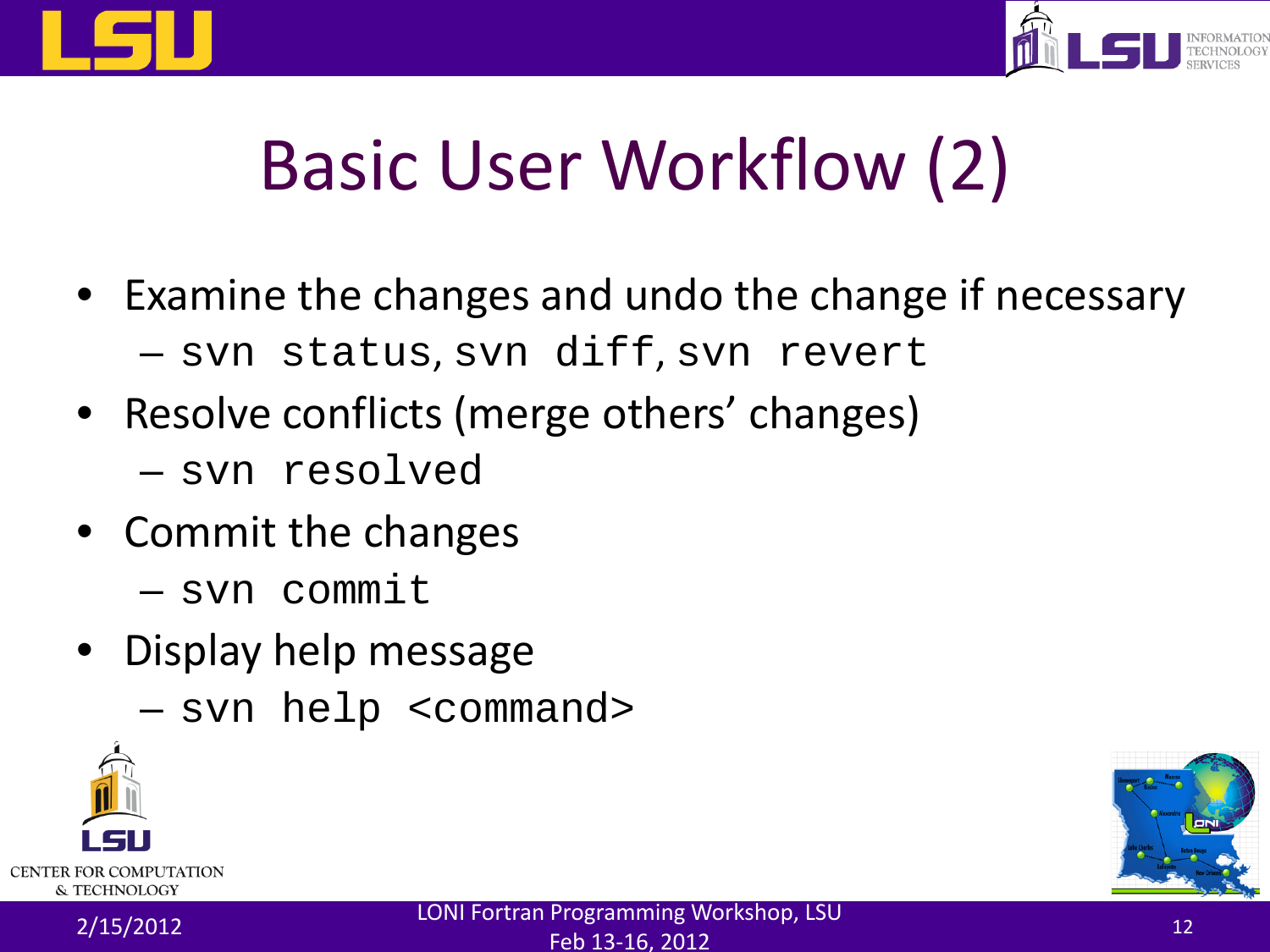# Basic User Workflow (2)

- Examine the changes and undo the change if necessary
  - `svn status`, `svn diff`, `svn revert`
- Resolve conflicts (merge others' changes)
  - `svn resolved`
- Commit the changes
  - `svn commit`
- Display help message
  - `svn help <command>`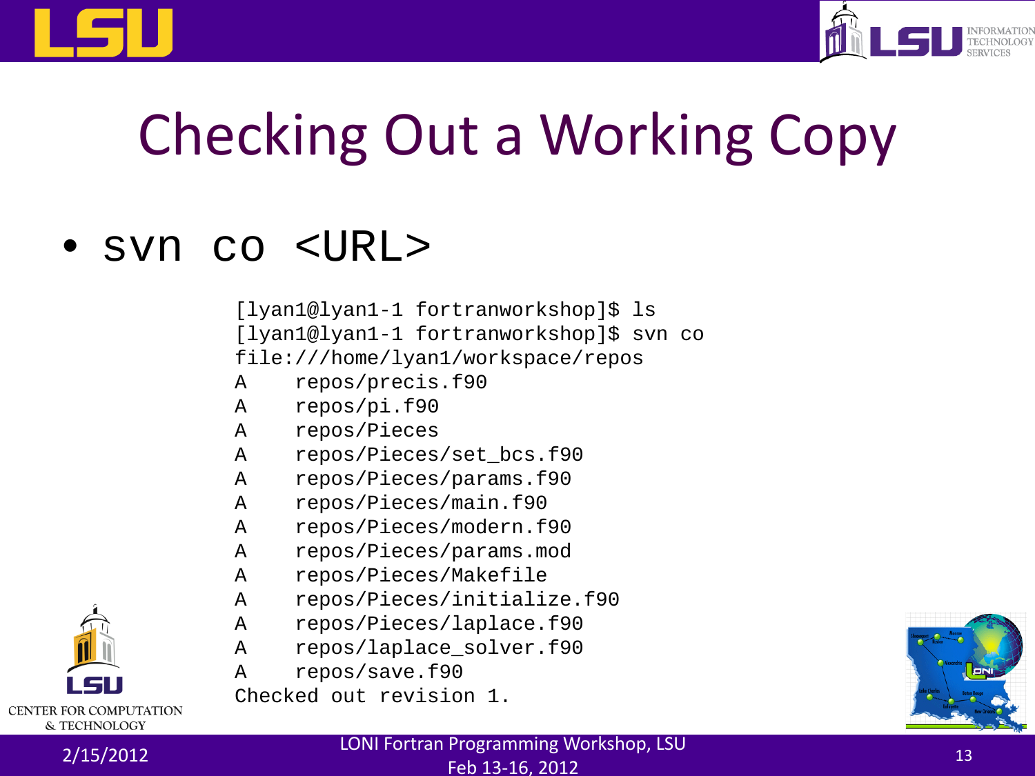# Checking Out a Working Copy

- `svn co <URL>`

```
[lyan1@lyan1-1 fortranworkshop]$ ls
[lyan1@lyan1-1 fortranworkshop]$ svn co
file:///home/lyan1/workspace/repos
A    repos/precis.f90
A    repos/pi.f90
A    repos/Pieces
A    repos/Pieces/set_bcs.f90
A    repos/Pieces/params.f90
A    repos/Pieces/main.f90
A    repos/Pieces/modern.f90
A    repos/Pieces/params.mod
A    repos/Pieces/Makefile
A    repos/Pieces/initialize.f90
A    repos/Pieces/laplace.f90
A    repos/laplace_solver.f90
A    repos/save.f90
Checked out revision 1.
```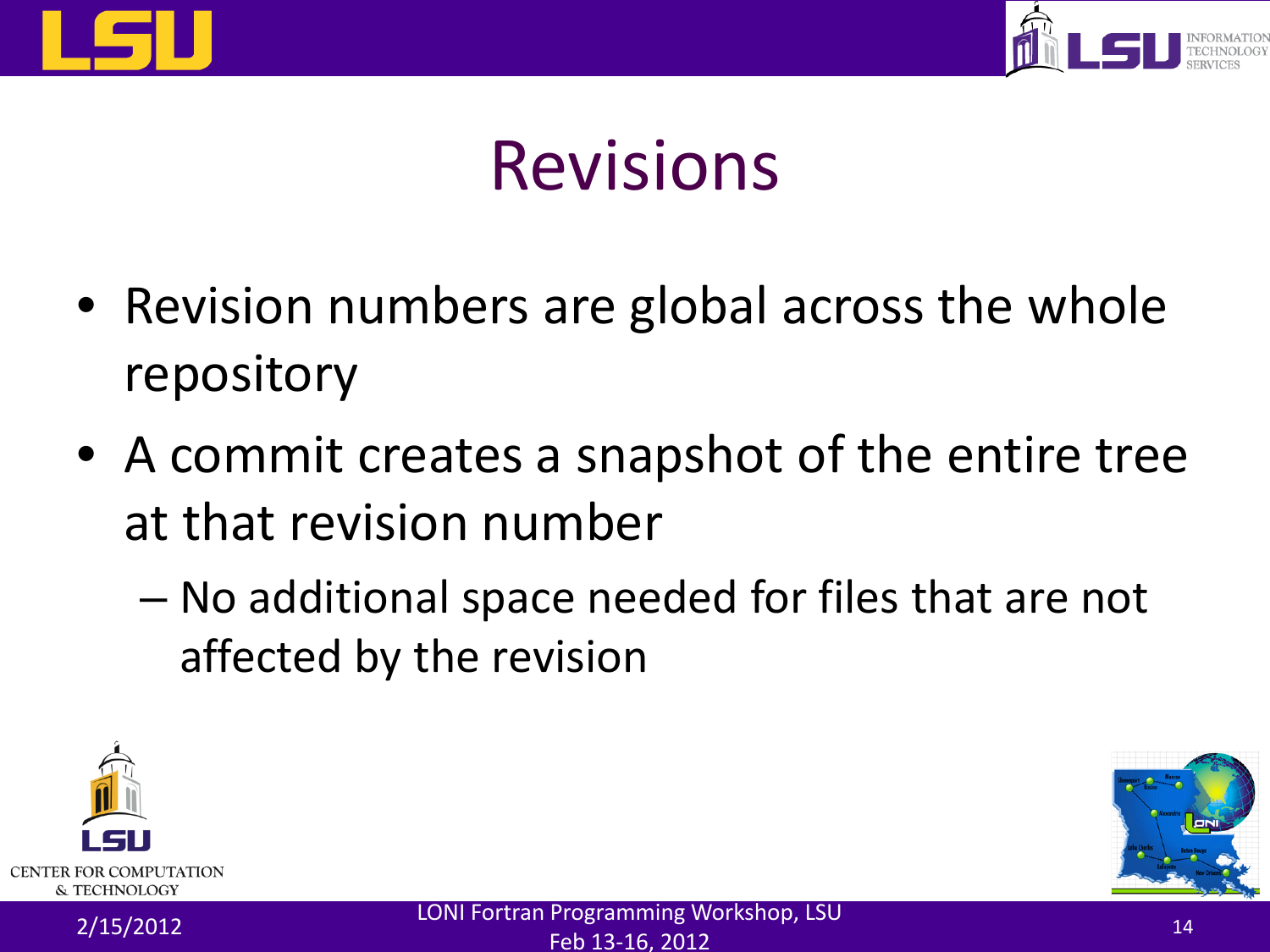# Revisions

- Revision numbers are global across the whole repository
- A commit creates a snapshot of the entire tree at that revision number
  - No additional space needed for files that are not affected by the revision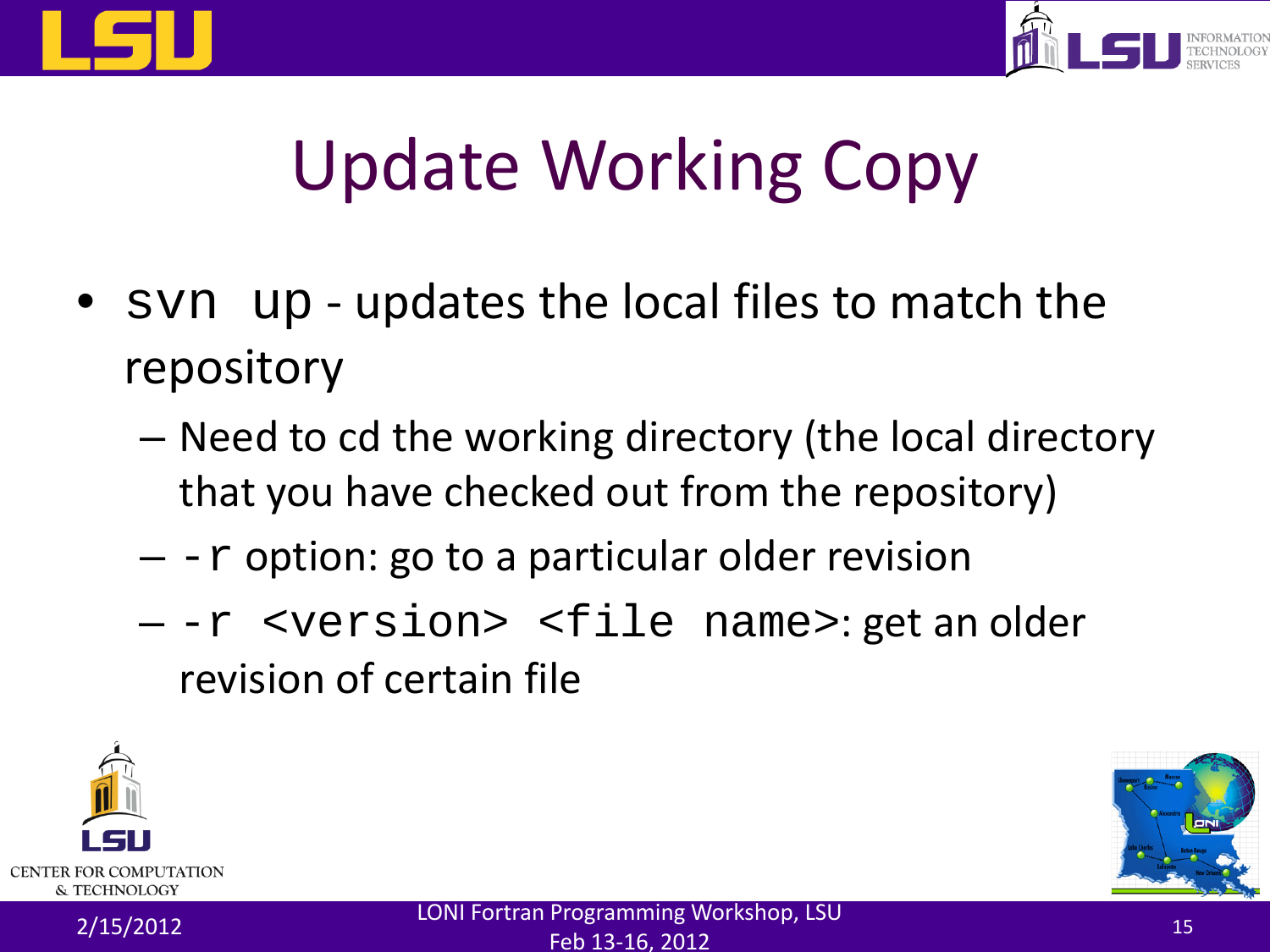# Update Working Copy

- `svn up` - updates the local files to match the repository
  - Need to cd the working directory (the local directory that you have checked out from the repository)
  - `-r` option: go to a particular older revision
  - `-r <version> <file name>`: get an older revision of certain file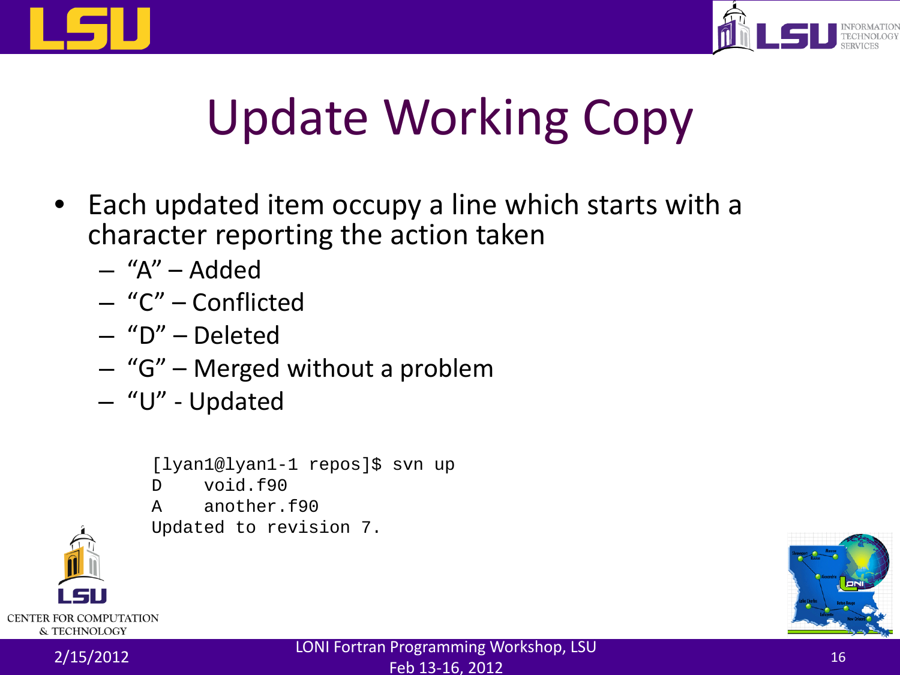# Update Working Copy

- Each updated item occupy a line which starts with a character reporting the action taken
  - "A" – Added
  - "C" – Conflicted
  - "D" – Deleted
  - "G" – Merged without a problem
  - "U" - Updated

```
[lyan1@lyan1-1 repos]$ svn up
D    void.f90
A    another.f90
Updated to revision 7.
```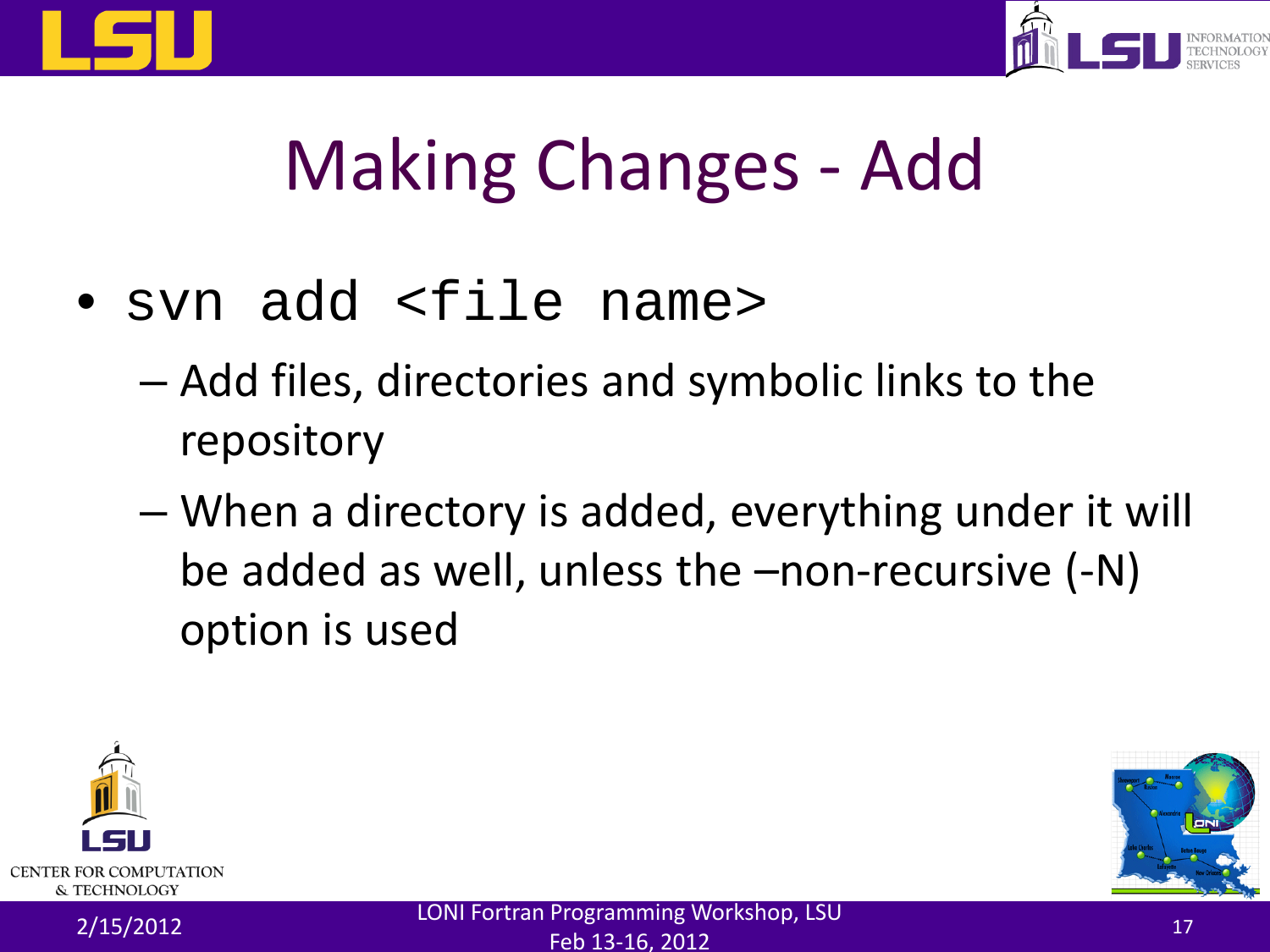# Making Changes - Add

- `svn add <file name>`
  - Add files, directories and symbolic links to the repository
  - When a directory is added, everything under it will be added as well, unless the –non-recursive (-N) option is used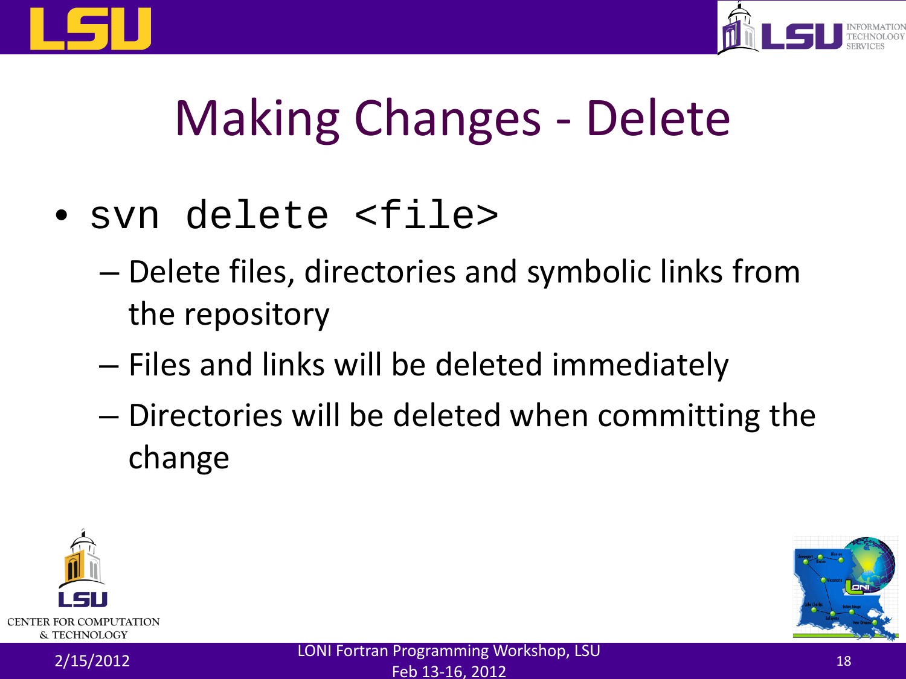# Making Changes - Delete

- `svn delete <file>`
  - Delete files, directories and symbolic links from the repository
  - Files and links will be deleted immediately
  - Directories will be deleted when committing the change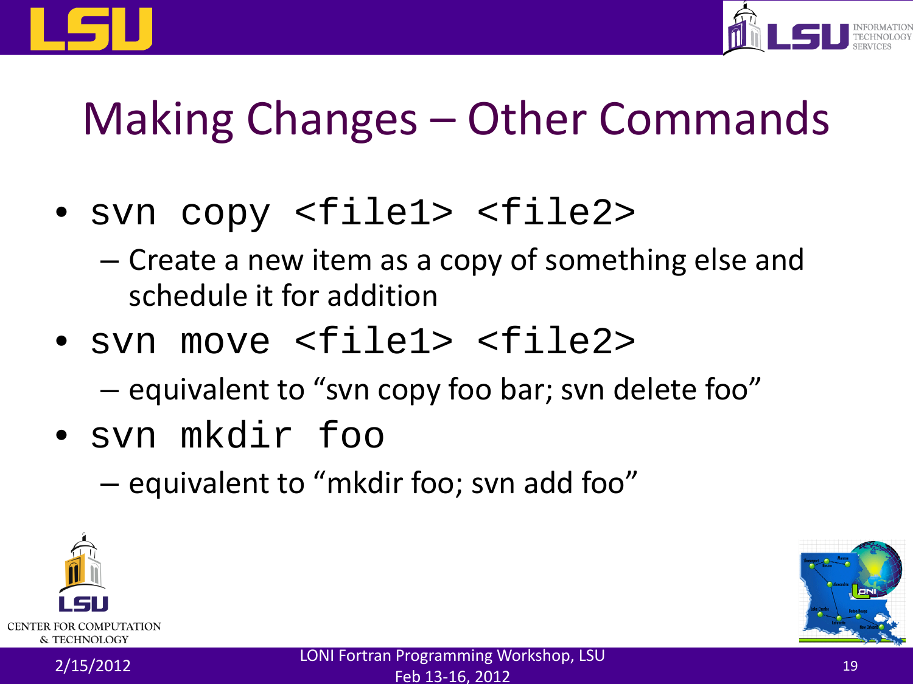# Making Changes – Other Commands

- `svn copy <file1> <file2>`
  - Create a new item as a copy of something else and schedule it for addition
- `svn move <file1> <file2>`
  - equivalent to “svn copy foo bar; svn delete foo”
- `svn mkdir foo`
  - equivalent to “mkdir foo; svn add foo”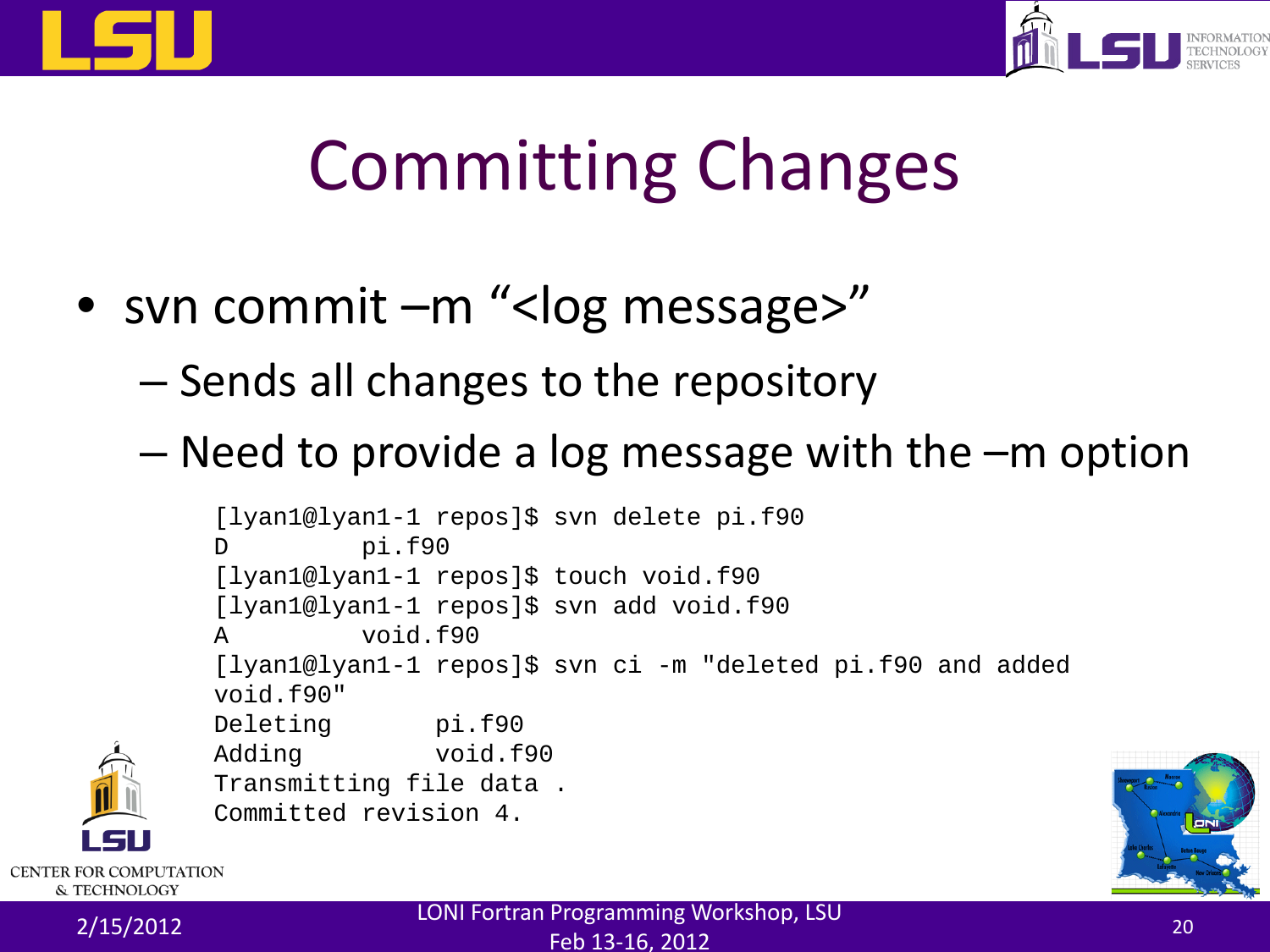# Committing Changes

- svn commit –m “<log message>”
  - Sends all changes to the repository
  - Need to provide a log message with the –m option

```
[lyan1@lyan1-1 repos]$ svn delete pi.f90
D         pi.f90
[lyan1@lyan1-1 repos]$ touch void.f90
[lyan1@lyan1-1 repos]$ svn add void.f90
A         void.f90
[lyan1@lyan1-1 repos]$ svn ci -m "deleted pi.f90 and added
void.f90"
Deleting       pi.f90
Adding         void.f90
Transmitting file data .
Committed revision 4.
```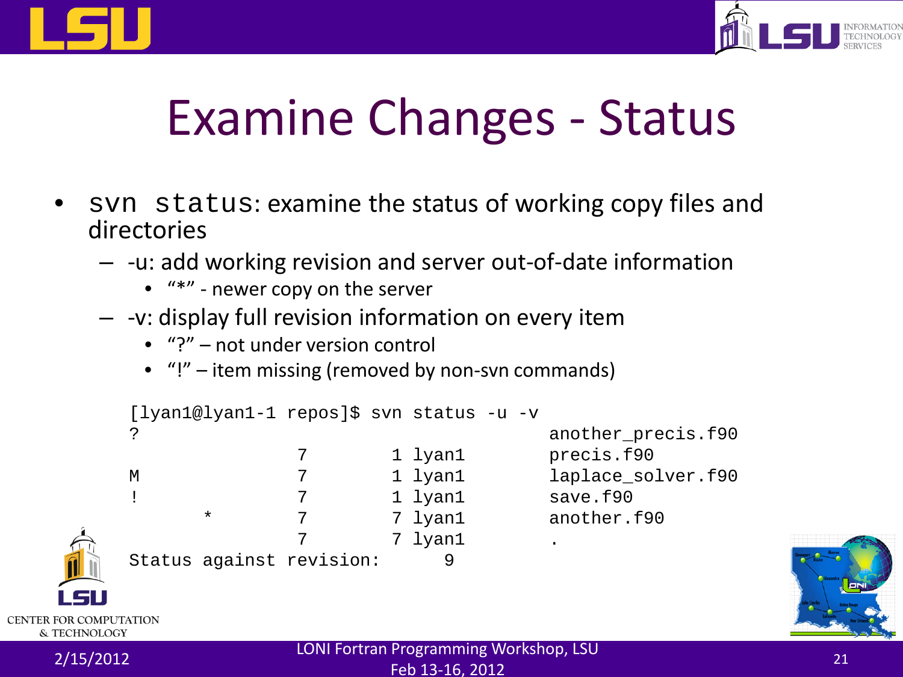# Examine Changes - Status

- `svn status`: examine the status of working copy files and directories
  - -u: add working revision and server out-of-date information
    - "*" - newer copy on the server
  - -v: display full revision information on every item
    - "?" – not under version control
    - "!" – item missing (removed by non-svn commands)

```
[lyan1@lyan1-1 repos]$ svn status -u -v
?                                          another_precis.f90
               7        1 lyan1            precis.f90
M              7        1 lyan1            laplace_solver.f90
!              7        1 lyan1            save.f90
       *       7        7 lyan1            another.f90
               7        7 lyan1            .
Status against revision:      9
```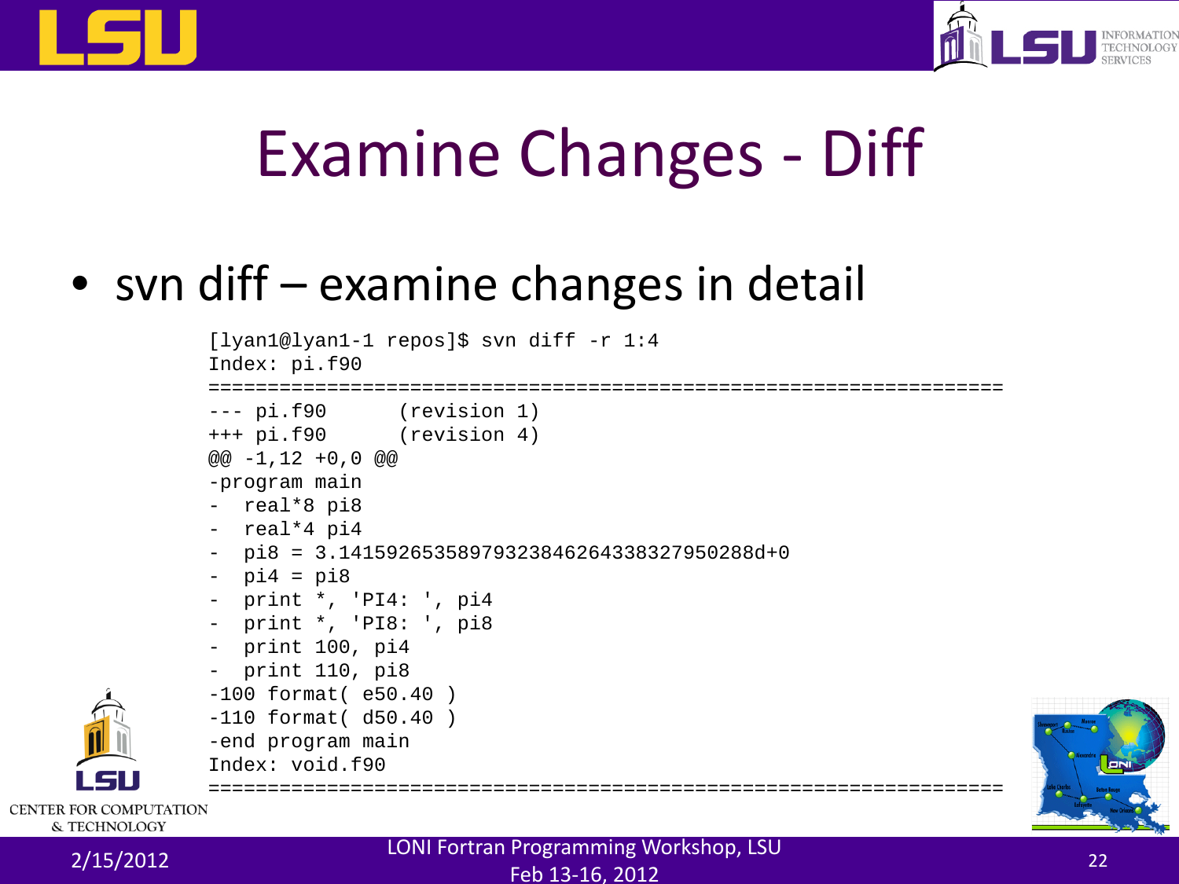# Examine Changes - Diff

- svn diff – examine changes in detail

```
[lyan1@lyan1-1 repos]$ svn diff -r 1:4
Index: pi.f90
===================================================================
--- pi.f90      (revision 1)
+++ pi.f90      (revision 4)
@@ -1,12 +0,0 @@
-program main
-  real*8 pi8
-  real*4 pi4
-  pi8 = 3.14159265358979323846264338327950288d+0
-  pi4 = pi8
-  print *, 'PI4: ', pi4
-  print *, 'PI8: ', pi8
-  print 100, pi4
-  print 110, pi8
-100 format( e50.40 )
-110 format( d50.40 )
-end program main
Index: void.f90
===================================================================
```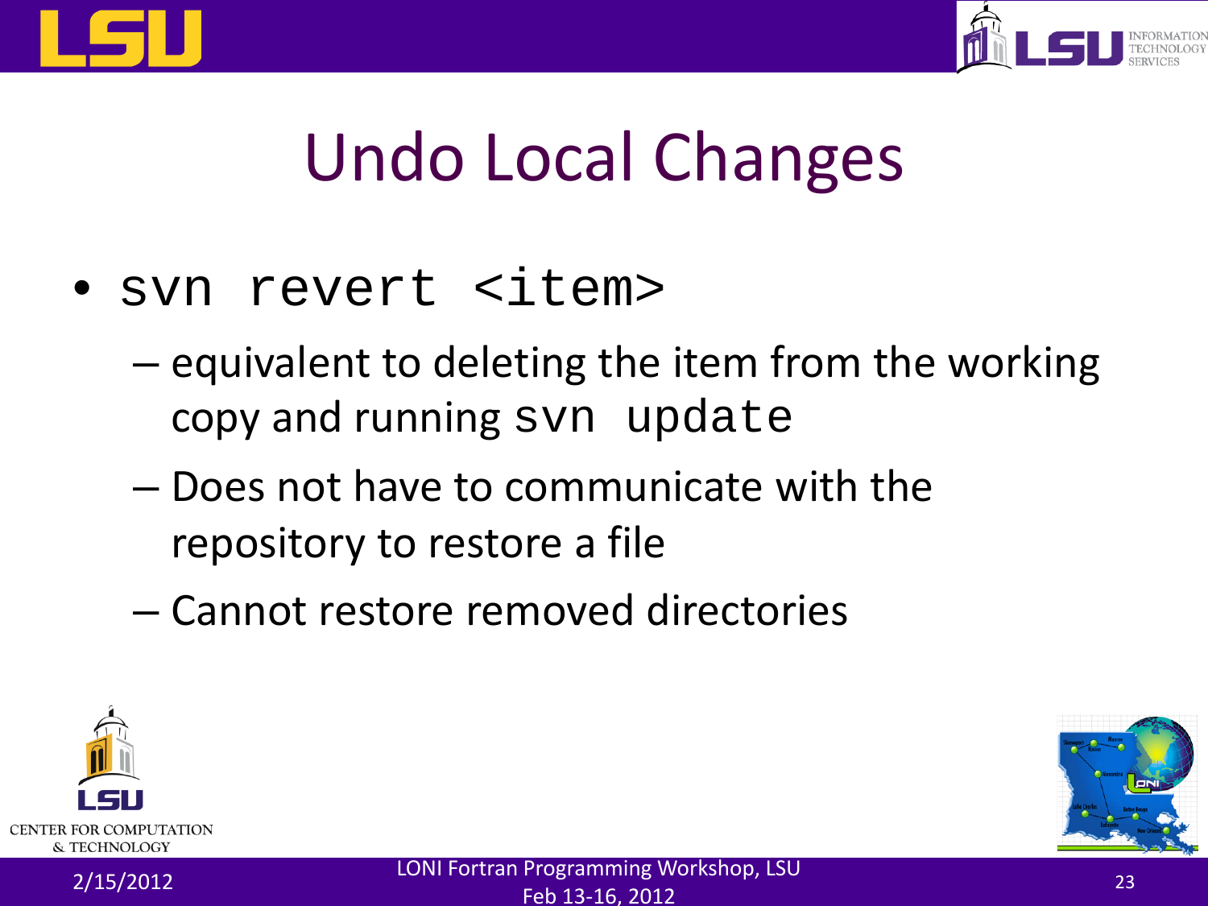# Undo Local Changes

- `svn revert <item>`
  - equivalent to deleting the item from the working copy and running `svn update`
  - Does not have to communicate with the repository to restore a file
  - Cannot restore removed directories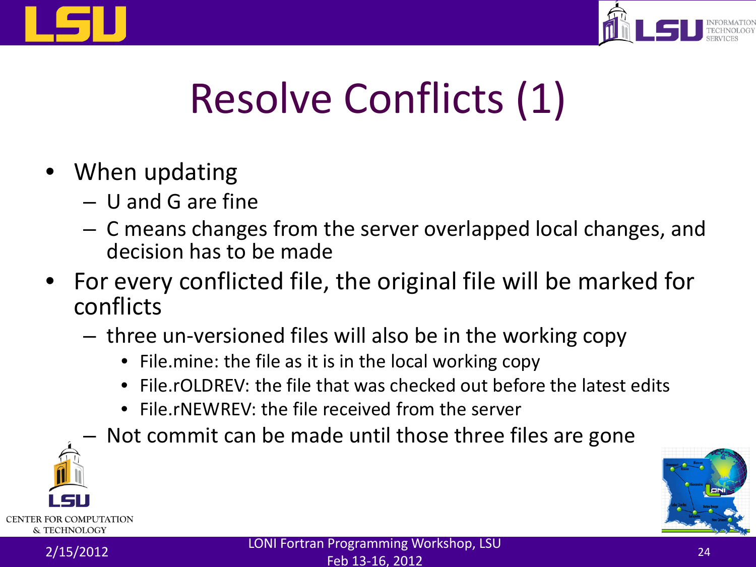# Resolve Conflicts (1)

- When updating
  - U and G are fine
  - C means changes from the server overlapped local changes, and decision has to be made
- For every conflicted file, the original file will be marked for conflicts
  - three un-versioned files will also be in the working copy
    - File.mine: the file as it is in the local working copy
    - File.rOLDREV: the file that was checked out before the latest edits
    - File.rNEWREV: the file received from the server
  - Not commit can be made until those three files are gone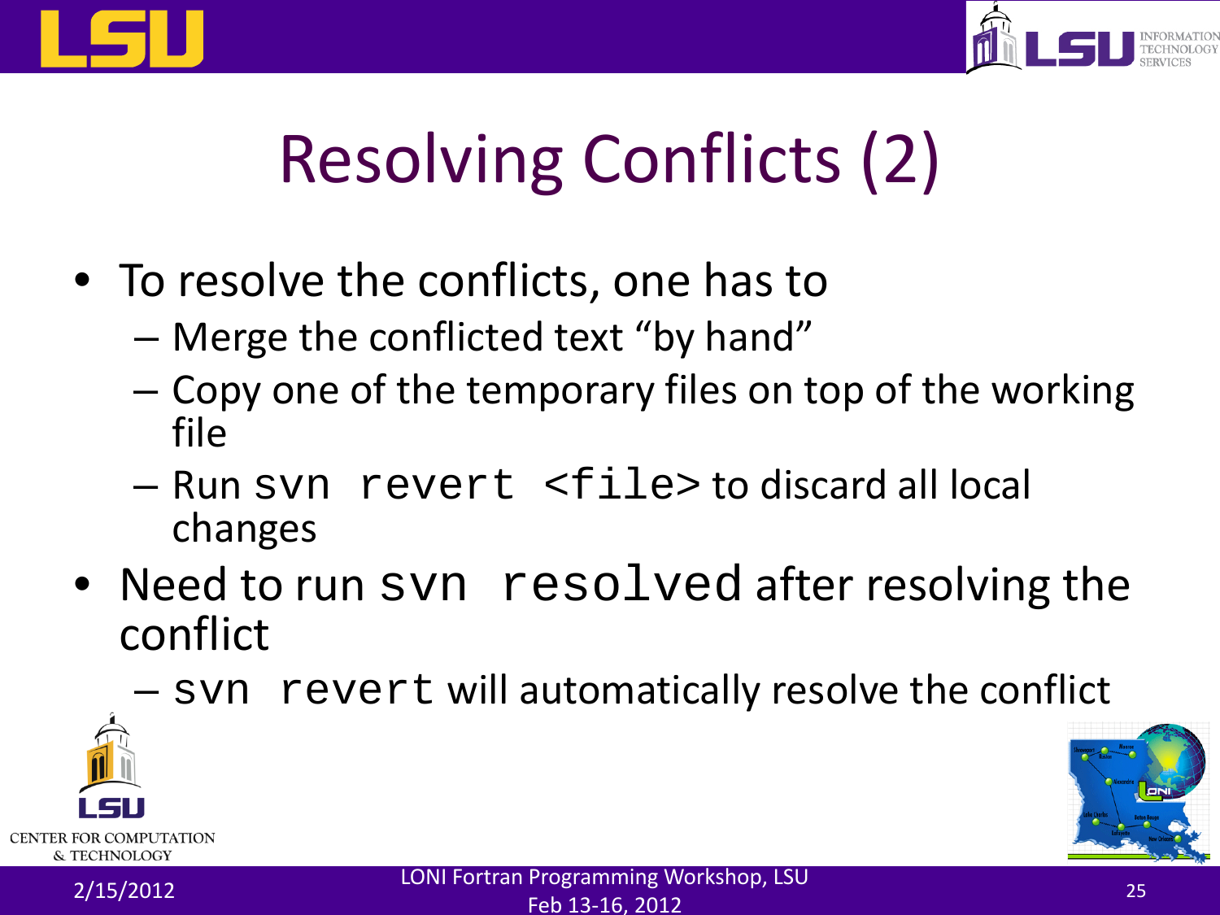# Resolving Conflicts (2)

- To resolve the conflicts, one has to
  - Merge the conflicted text "by hand"
  - Copy one of the temporary files on top of the working file
  - Run `svn revert <file>` to discard all local changes
- Need to run `svn resolved` after resolving the conflict
  - `svn revert` will automatically resolve the conflict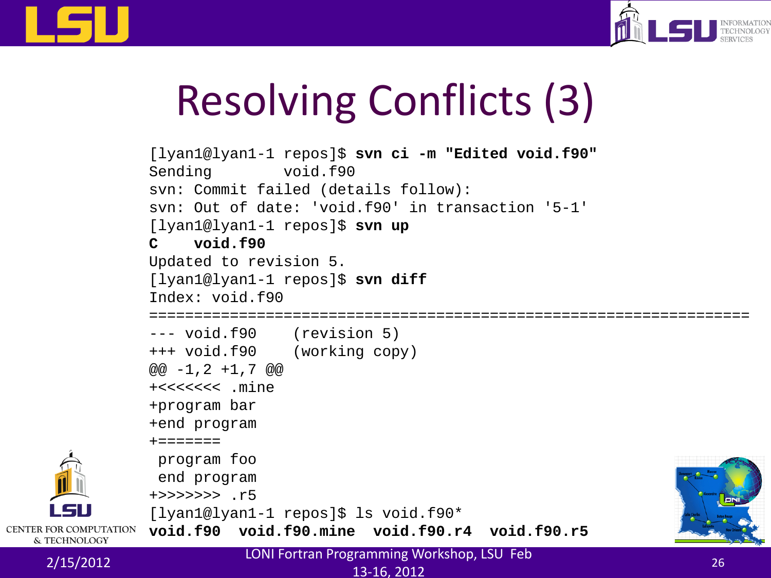# Resolving Conflicts (3)

```
[lyan1@lyan1-1 repos]$ svn ci -m "Edited void.f90"
Sending        void.f90
svn: Commit failed (details follow):
svn: Out of date: 'void.f90' in transaction '5-1'
[lyan1@lyan1-1 repos]$ svn up
C    void.f90
Updated to revision 5.
[lyan1@lyan1-1 repos]$ svn diff
Index: void.f90
===================================================================
--- void.f90    (revision 5)
+++ void.f90    (working copy)
@@ -1,2 +1,7 @@
+<<<<<<< .mine
+program bar
+end program
+=======
 program foo
 end program
+>>>>>>> .r5
[lyan1@lyan1-1 repos]$ ls void.f90*
void.f90  void.f90.mine  void.f90.r4  void.f90.r5
```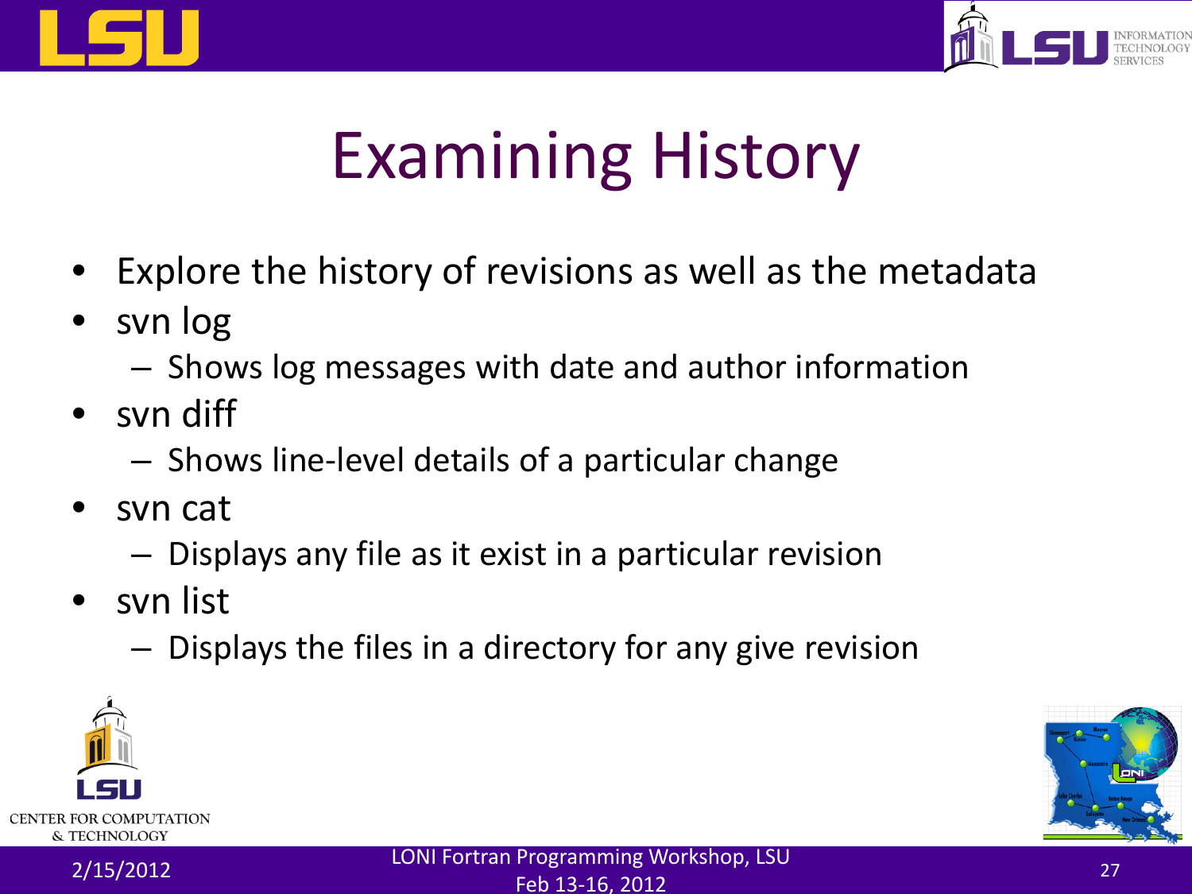# Examining History

- Explore the history of revisions as well as the metadata
- svn log
  - Shows log messages with date and author information
- svn diff
  - Shows line-level details of a particular change
- svn cat
  - Displays any file as it exist in a particular revision
- svn list
  - Displays the files in a directory for any give revision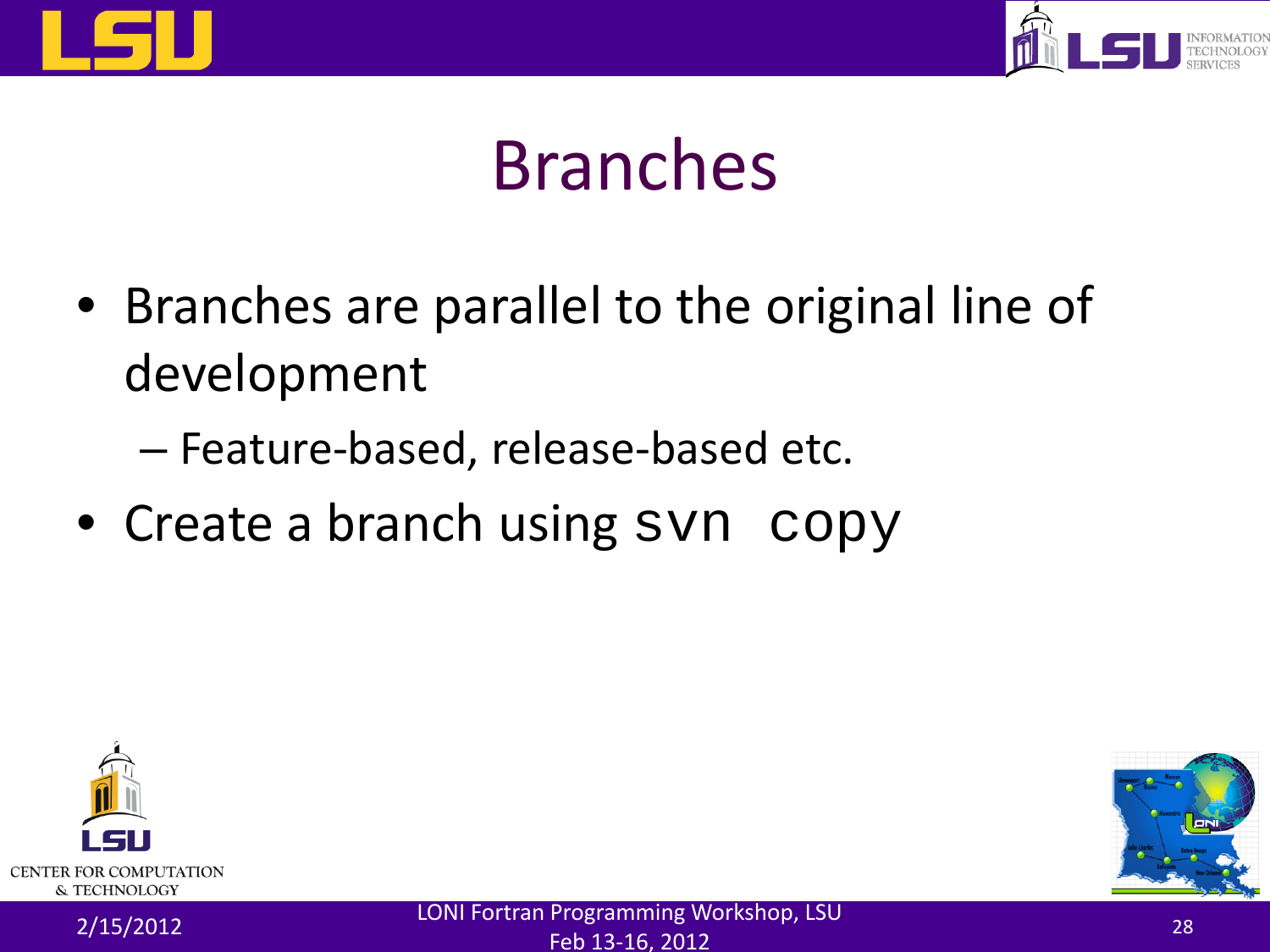# Branches

- Branches are parallel to the original line of development
  - Feature-based, release-based etc.
- Create a branch using `svn copy`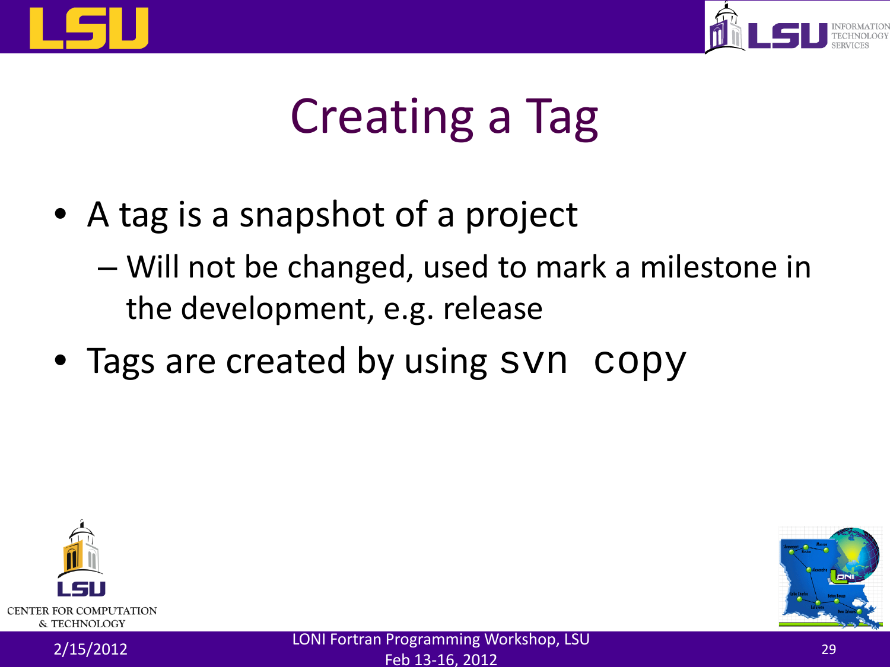# Creating a Tag

- A tag is a snapshot of a project
  - Will not be changed, used to mark a milestone in the development, e.g. release
- Tags are created by using `svn copy`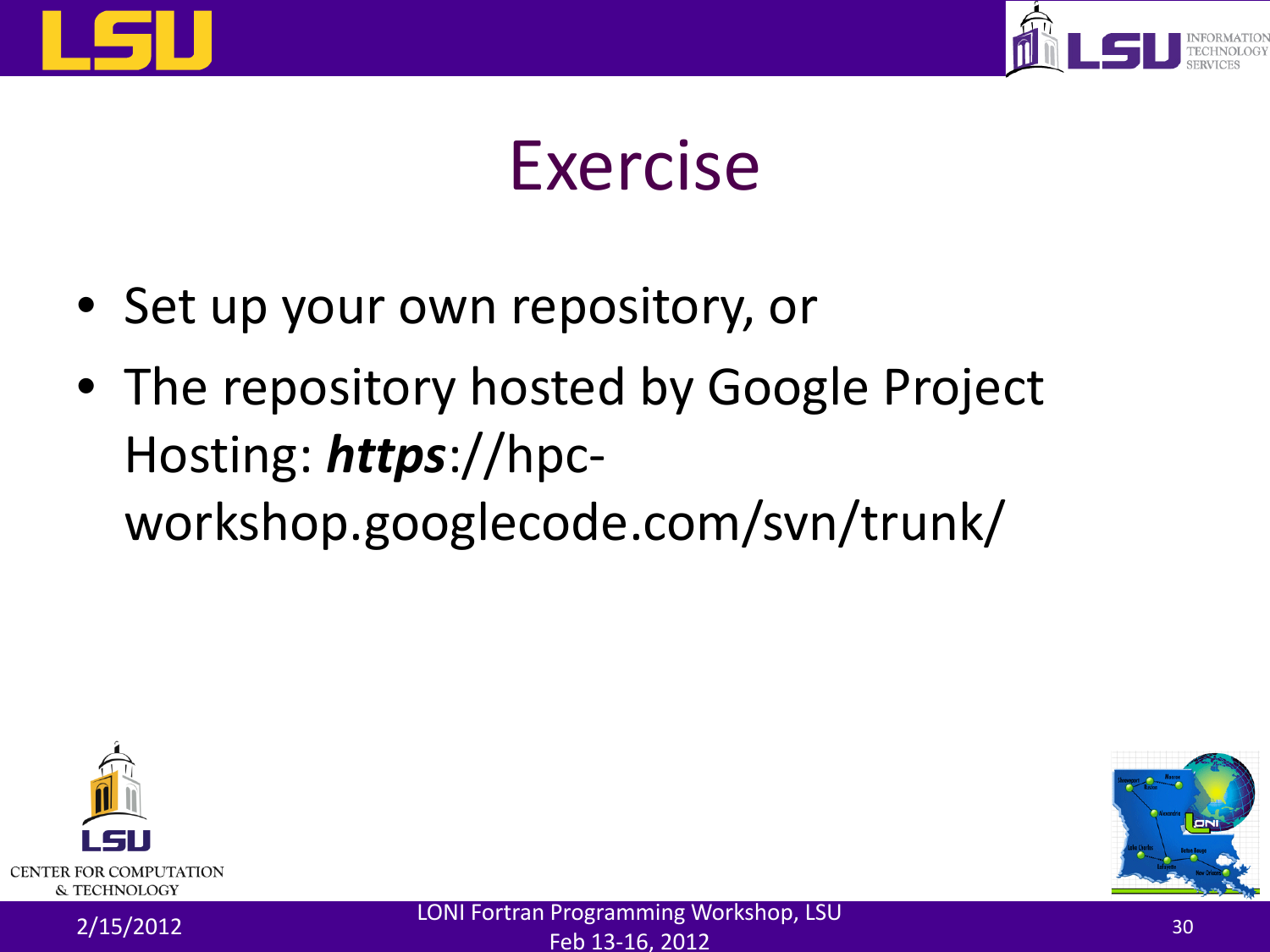# Exercise

- Set up your own repository, or
- The repository hosted by Google Project Hosting: ***https***://hpc-workshop.googlecode.com/svn/trunk/